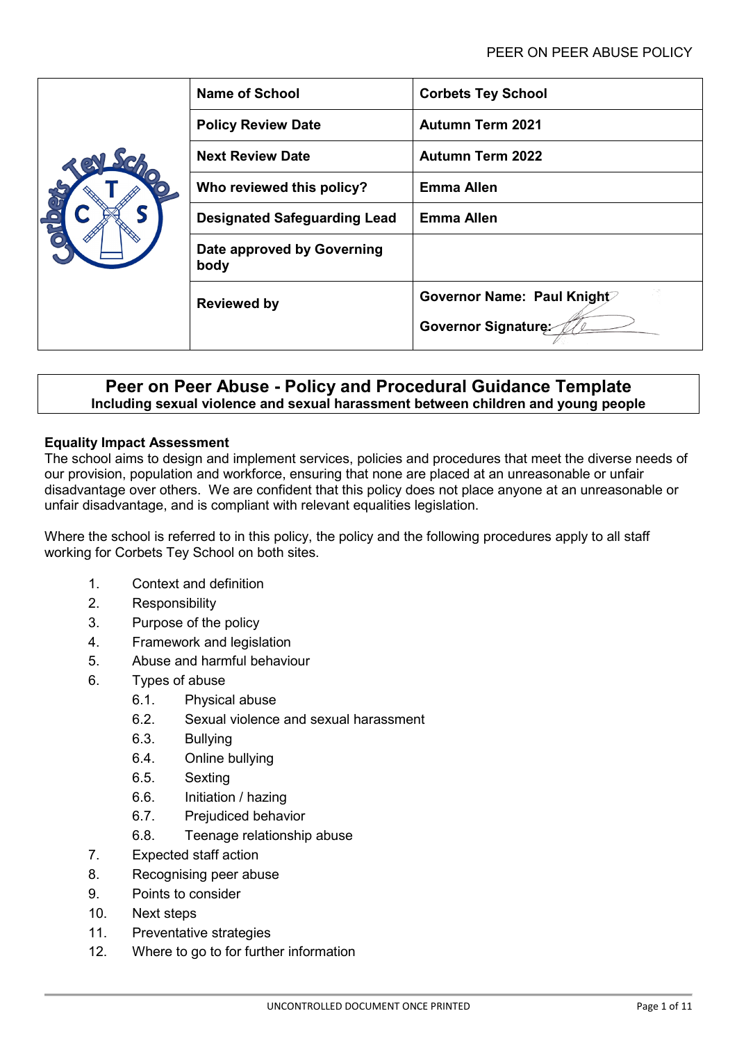| | Name of School | Corbets Tey School |
|---|---|---|
| | **Policy Review Date** | **Autumn Term 2021** |
| | **Next Review Date** | **Autumn Term 2022** |
| | **Who reviewed this policy?** | **Emma Allen** |
| | **Designated Safeguarding Lead** | **Emma Allen** |
| | **Date approved by Governing body** | |
| | **Reviewed by** | **Governor Name: Paul Knight**<br>**Governor Signature:** |

# Peer on Peer Abuse - Policy and Procedural Guidance Template

**Including sexual violence and sexual harassment between children and young people**

**Equality Impact Assessment**

The school aims to design and implement services, policies and procedures that meet the diverse needs of our provision, population and workforce, ensuring that none are placed at an unreasonable or unfair disadvantage over others. We are confident that this policy does not place anyone at an unreasonable or unfair disadvantage, and is compliant with relevant equalities legislation.

Where the school is referred to in this policy, the policy and the following procedures apply to all staff working for Corbets Tey School on both sites.

1. Context and definition
2. Responsibility
3. Purpose of the policy
4. Framework and legislation
5. Abuse and harmful behaviour
6. Types of abuse
    - 6.1. Physical abuse
    - 6.2. Sexual violence and sexual harassment
    - 6.3. Bullying
    - 6.4. Online bullying
    - 6.5. Sexting
    - 6.6. Initiation / hazing
    - 6.7. Prejudiced behavior
    - 6.8. Teenage relationship abuse
7. Expected staff action
8. Recognising peer abuse
9. Points to consider
10. Next steps
11. Preventative strategies
12. Where to go to for further information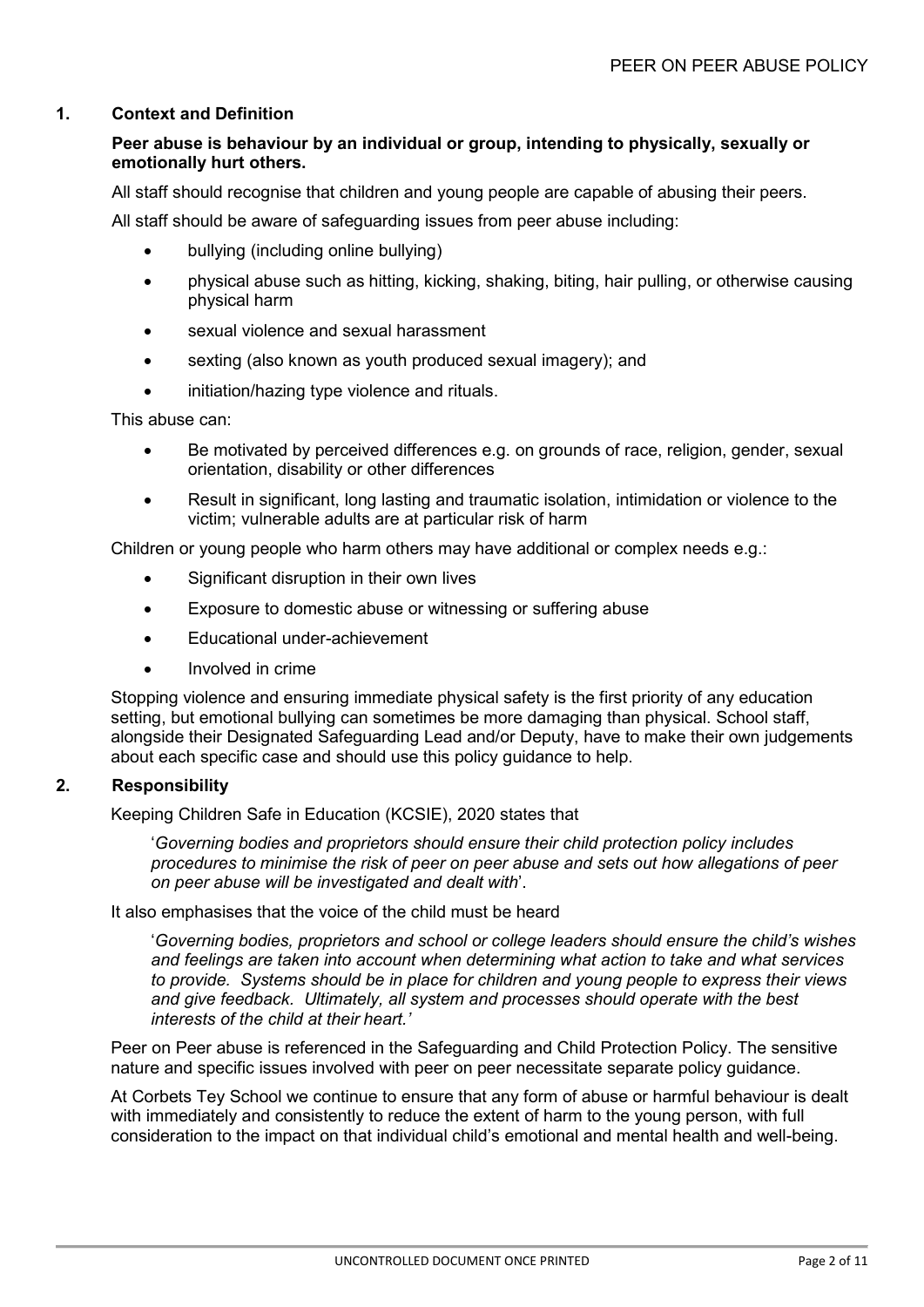## 1. Context and Definition

**Peer abuse is behaviour by an individual or group, intending to physically, sexually or emotionally hurt others.**

All staff should recognise that children and young people are capable of abusing their peers.

All staff should be aware of safeguarding issues from peer abuse including:

- bullying (including online bullying)
- physical abuse such as hitting, kicking, shaking, biting, hair pulling, or otherwise causing physical harm
- sexual violence and sexual harassment
- sexting (also known as youth produced sexual imagery); and
- initiation/hazing type violence and rituals.

This abuse can:

- Be motivated by perceived differences e.g. on grounds of race, religion, gender, sexual orientation, disability or other differences
- Result in significant, long lasting and traumatic isolation, intimidation or violence to the victim; vulnerable adults are at particular risk of harm

Children or young people who harm others may have additional or complex needs e.g.:

- Significant disruption in their own lives
- Exposure to domestic abuse or witnessing or suffering abuse
- Educational under-achievement
- Involved in crime

Stopping violence and ensuring immediate physical safety is the first priority of any education setting, but emotional bullying can sometimes be more damaging than physical. School staff, alongside their Designated Safeguarding Lead and/or Deputy, have to make their own judgements about each specific case and should use this policy guidance to help.

## 2. Responsibility

Keeping Children Safe in Education (KCSIE), 2020 states that

> '*Governing bodies and proprietors should ensure their child protection policy includes procedures to minimise the risk of peer on peer abuse and sets out how allegations of peer on peer abuse will be investigated and dealt with*'.

It also emphasises that the voice of the child must be heard

> '*Governing bodies, proprietors and school or college leaders should ensure the child's wishes and feelings are taken into account when determining what action to take and what services to provide. Systems should be in place for children and young people to express their views and give feedback. Ultimately, all system and processes should operate with the best interests of the child at their heart.*'

Peer on Peer abuse is referenced in the Safeguarding and Child Protection Policy. The sensitive nature and specific issues involved with peer on peer necessitate separate policy guidance.

At Corbets Tey School we continue to ensure that any form of abuse or harmful behaviour is dealt with immediately and consistently to reduce the extent of harm to the young person, with full consideration to the impact on that individual child's emotional and mental health and well-being.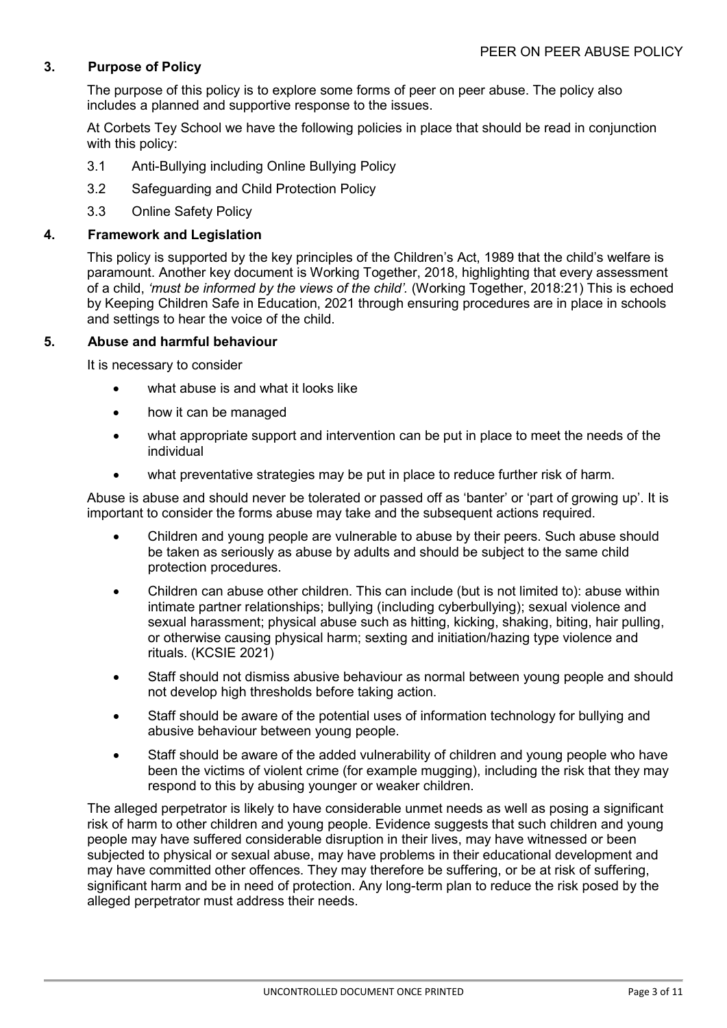## 3. Purpose of Policy

The purpose of this policy is to explore some forms of peer on peer abuse. The policy also includes a planned and supportive response to the issues.

At Corbets Tey School we have the following policies in place that should be read in conjunction with this policy:

3.1 Anti-Bullying including Online Bullying Policy

3.2 Safeguarding and Child Protection Policy

3.3 Online Safety Policy

## 4. Framework and Legislation

This policy is supported by the key principles of the Children's Act, 1989 that the child's welfare is paramount. Another key document is Working Together, 2018, highlighting that every assessment of a child, *'must be informed by the views of the child'.* (Working Together, 2018:21) This is echoed by Keeping Children Safe in Education, 2021 through ensuring procedures are in place in schools and settings to hear the voice of the child.

## 5. Abuse and harmful behaviour

It is necessary to consider

- what abuse is and what it looks like
- how it can be managed
- what appropriate support and intervention can be put in place to meet the needs of the individual
- what preventative strategies may be put in place to reduce further risk of harm.

Abuse is abuse and should never be tolerated or passed off as 'banter' or 'part of growing up'. It is important to consider the forms abuse may take and the subsequent actions required.

- Children and young people are vulnerable to abuse by their peers. Such abuse should be taken as seriously as abuse by adults and should be subject to the same child protection procedures.
- Children can abuse other children. This can include (but is not limited to): abuse within intimate partner relationships; bullying (including cyberbullying); sexual violence and sexual harassment; physical abuse such as hitting, kicking, shaking, biting, hair pulling, or otherwise causing physical harm; sexting and initiation/hazing type violence and rituals. (KCSIE 2021)
- Staff should not dismiss abusive behaviour as normal between young people and should not develop high thresholds before taking action.
- Staff should be aware of the potential uses of information technology for bullying and abusive behaviour between young people.
- Staff should be aware of the added vulnerability of children and young people who have been the victims of violent crime (for example mugging), including the risk that they may respond to this by abusing younger or weaker children.

The alleged perpetrator is likely to have considerable unmet needs as well as posing a significant risk of harm to other children and young people. Evidence suggests that such children and young people may have suffered considerable disruption in their lives, may have witnessed or been subjected to physical or sexual abuse, may have problems in their educational development and may have committed other offences. They may therefore be suffering, or be at risk of suffering, significant harm and be in need of protection. Any long-term plan to reduce the risk posed by the alleged perpetrator must address their needs.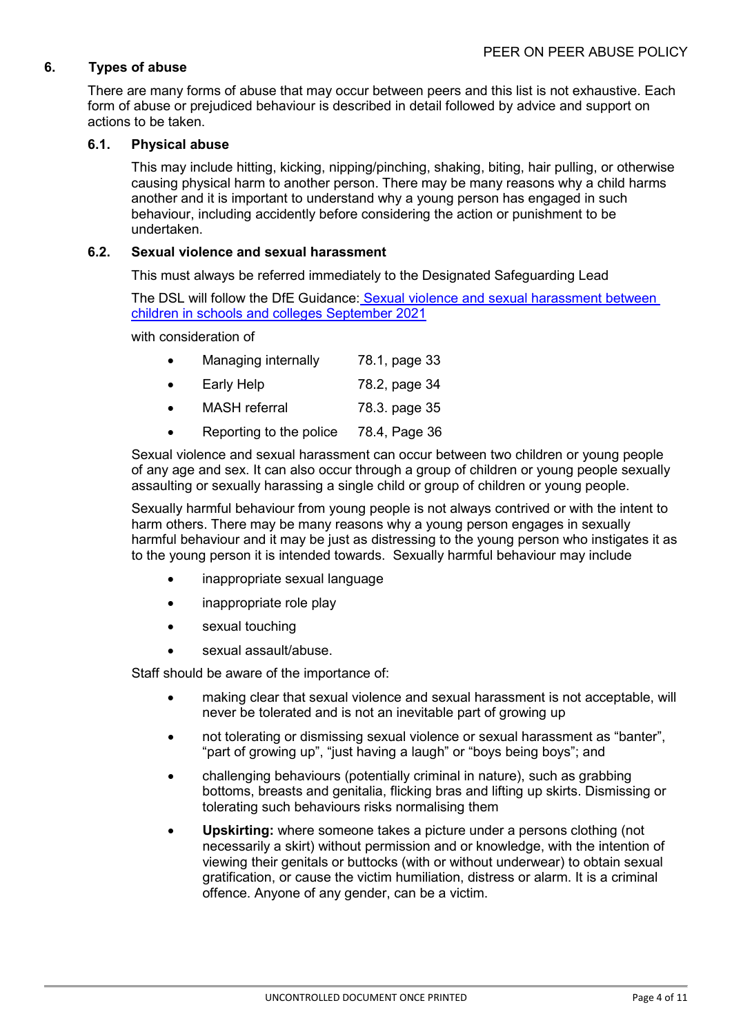## 6. Types of abuse

There are many forms of abuse that may occur between peers and this list is not exhaustive. Each form of abuse or prejudiced behaviour is described in detail followed by advice and support on actions to be taken.

### 6.1. Physical abuse

This may include hitting, kicking, nipping/pinching, shaking, biting, hair pulling, or otherwise causing physical harm to another person. There may be many reasons why a child harms another and it is important to understand why a young person has engaged in such behaviour, including accidently before considering the action or punishment to be undertaken.

### 6.2. Sexual violence and sexual harassment

This must always be referred immediately to the Designated Safeguarding Lead

The DSL will follow the DfE Guidance: [Sexual violence and sexual harassment between children in schools and colleges September 2021]

with consideration of

- Managing internally 78.1, page 33
- Early Help 78.2, page 34
- MASH referral 78.3. page 35
- Reporting to the police 78.4, Page 36

Sexual violence and sexual harassment can occur between two children or young people of any age and sex. It can also occur through a group of children or young people sexually assaulting or sexually harassing a single child or group of children or young people.

Sexually harmful behaviour from young people is not always contrived or with the intent to harm others. There may be many reasons why a young person engages in sexually harmful behaviour and it may be just as distressing to the young person who instigates it as to the young person it is intended towards. Sexually harmful behaviour may include

- inappropriate sexual language
- inappropriate role play
- sexual touching
- sexual assault/abuse.

Staff should be aware of the importance of:

- making clear that sexual violence and sexual harassment is not acceptable, will never be tolerated and is not an inevitable part of growing up
- not tolerating or dismissing sexual violence or sexual harassment as "banter", "part of growing up", "just having a laugh" or "boys being boys"; and
- challenging behaviours (potentially criminal in nature), such as grabbing bottoms, breasts and genitalia, flicking bras and lifting up skirts. Dismissing or tolerating such behaviours risks normalising them
- **Upskirting:** where someone takes a picture under a persons clothing (not necessarily a skirt) without permission and or knowledge, with the intention of viewing their genitals or buttocks (with or without underwear) to obtain sexual gratification, or cause the victim humiliation, distress or alarm. It is a criminal offence. Anyone of any gender, can be a victim.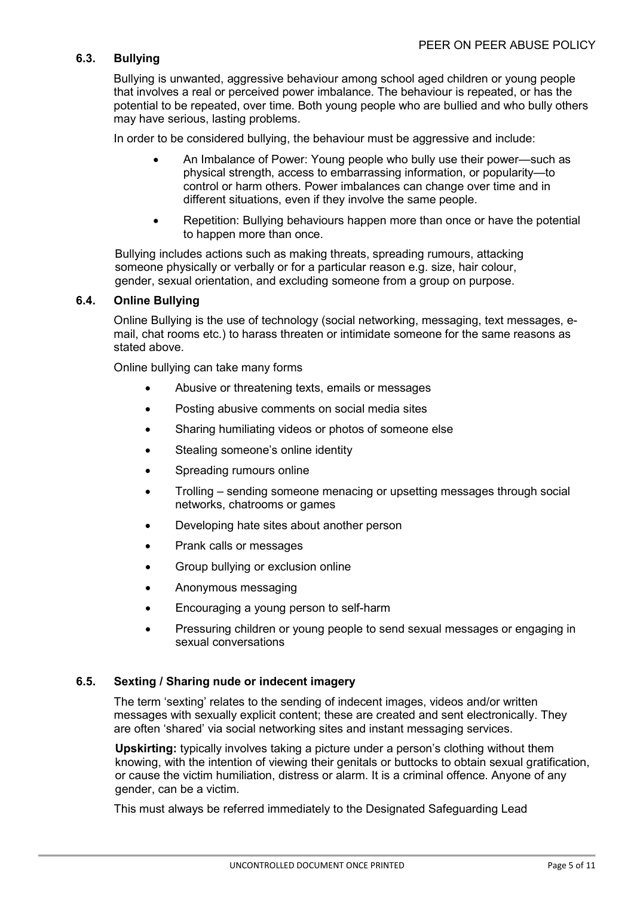### 6.3. Bullying

Bullying is unwanted, aggressive behaviour among school aged children or young people that involves a real or perceived power imbalance. The behaviour is repeated, or has the potential to be repeated, over time. Both young people who are bullied and who bully others may have serious, lasting problems.

In order to be considered bullying, the behaviour must be aggressive and include:

- An Imbalance of Power: Young people who bully use their power—such as physical strength, access to embarrassing information, or popularity—to control or harm others. Power imbalances can change over time and in different situations, even if they involve the same people.
- Repetition: Bullying behaviours happen more than once or have the potential to happen more than once.

Bullying includes actions such as making threats, spreading rumours, attacking someone physically or verbally or for a particular reason e.g. size, hair colour, gender, sexual orientation, and excluding someone from a group on purpose.

### 6.4. Online Bullying

Online Bullying is the use of technology (social networking, messaging, text messages, e-mail, chat rooms etc.) to harass threaten or intimidate someone for the same reasons as stated above.

Online bullying can take many forms

- Abusive or threatening texts, emails or messages
- Posting abusive comments on social media sites
- Sharing humiliating videos or photos of someone else
- Stealing someone's online identity
- Spreading rumours online
- Trolling – sending someone menacing or upsetting messages through social networks, chatrooms or games
- Developing hate sites about another person
- Prank calls or messages
- Group bullying or exclusion online
- Anonymous messaging
- Encouraging a young person to self-harm
- Pressuring children or young people to send sexual messages or engaging in sexual conversations

### 6.5. Sexting / Sharing nude or indecent imagery

The term 'sexting' relates to the sending of indecent images, videos and/or written messages with sexually explicit content; these are created and sent electronically. They are often 'shared' via social networking sites and instant messaging services.

**Upskirting:** typically involves taking a picture under a person's clothing without them knowing, with the intention of viewing their genitals or buttocks to obtain sexual gratification, or cause the victim humiliation, distress or alarm. It is a criminal offence. Anyone of any gender, can be a victim.

This must always be referred immediately to the Designated Safeguarding Lead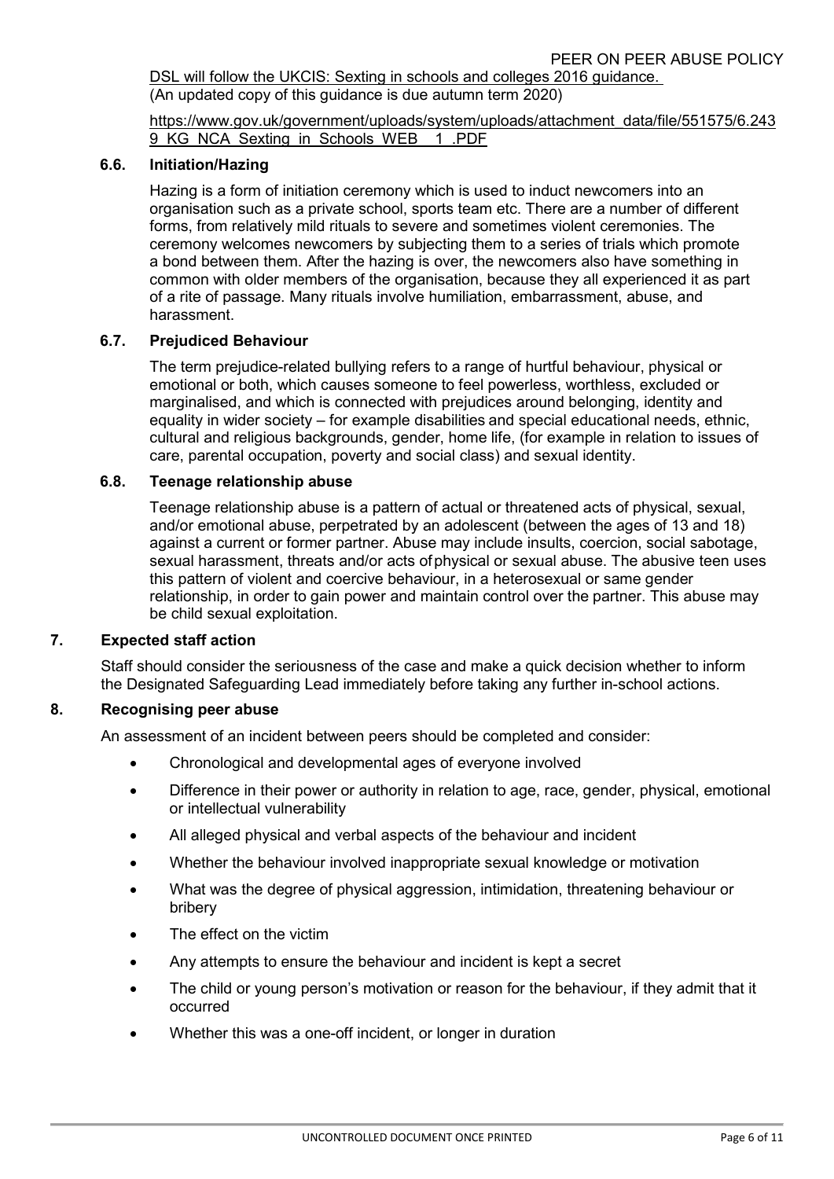DSL will follow the UKCIS: Sexting in schools and colleges 2016 guidance.
(An updated copy of this guidance is due autumn term 2020)

https://www.gov.uk/government/uploads/system/uploads/attachment_data/file/551575/6.2439_KG_NCA_Sexting_in_Schools_WEB__1_.PDF

### 6.6. Initiation/Hazing

Hazing is a form of initiation ceremony which is used to induct newcomers into an organisation such as a private school, sports team etc. There are a number of different forms, from relatively mild rituals to severe and sometimes violent ceremonies. The ceremony welcomes newcomers by subjecting them to a series of trials which promote a bond between them. After the hazing is over, the newcomers also have something in common with older members of the organisation, because they all experienced it as part of a rite of passage. Many rituals involve humiliation, embarrassment, abuse, and harassment.

### 6.7. Prejudiced Behaviour

The term prejudice-related bullying refers to a range of hurtful behaviour, physical or emotional or both, which causes someone to feel powerless, worthless, excluded or marginalised, and which is connected with prejudices around belonging, identity and equality in wider society – for example disabilities and special educational needs, ethnic, cultural and religious backgrounds, gender, home life, (for example in relation to issues of care, parental occupation, poverty and social class) and sexual identity.

### 6.8. Teenage relationship abuse

Teenage relationship abuse is a pattern of actual or threatened acts of physical, sexual, and/or emotional abuse, perpetrated by an adolescent (between the ages of 13 and 18) against a current or former partner. Abuse may include insults, coercion, social sabotage, sexual harassment, threats and/or acts of physical or sexual abuse. The abusive teen uses this pattern of violent and coercive behaviour, in a heterosexual or same gender relationship, in order to gain power and maintain control over the partner. This abuse may be child sexual exploitation.

## 7. Expected staff action

Staff should consider the seriousness of the case and make a quick decision whether to inform the Designated Safeguarding Lead immediately before taking any further in-school actions.

## 8. Recognising peer abuse

An assessment of an incident between peers should be completed and consider:

- Chronological and developmental ages of everyone involved
- Difference in their power or authority in relation to age, race, gender, physical, emotional or intellectual vulnerability
- All alleged physical and verbal aspects of the behaviour and incident
- Whether the behaviour involved inappropriate sexual knowledge or motivation
- What was the degree of physical aggression, intimidation, threatening behaviour or bribery
- The effect on the victim
- Any attempts to ensure the behaviour and incident is kept a secret
- The child or young person's motivation or reason for the behaviour, if they admit that it occurred
- Whether this was a one-off incident, or longer in duration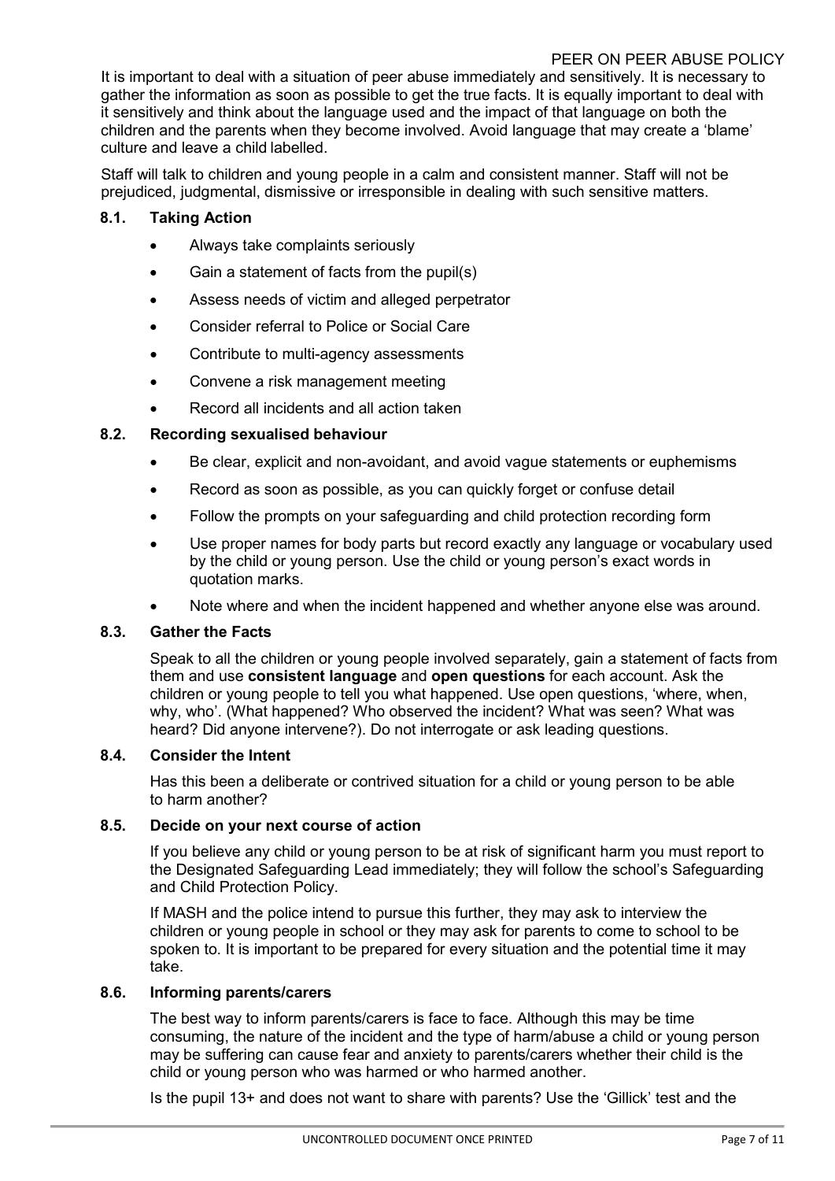It is important to deal with a situation of peer abuse immediately and sensitively. It is necessary to gather the information as soon as possible to get the true facts. It is equally important to deal with it sensitively and think about the language used and the impact of that language on both the children and the parents when they become involved. Avoid language that may create a 'blame' culture and leave a child labelled.

Staff will talk to children and young people in a calm and consistent manner. Staff will not be prejudiced, judgmental, dismissive or irresponsible in dealing with such sensitive matters.

### 8.1. Taking Action

- Always take complaints seriously
- Gain a statement of facts from the pupil(s)
- Assess needs of victim and alleged perpetrator
- Consider referral to Police or Social Care
- Contribute to multi-agency assessments
- Convene a risk management meeting
- Record all incidents and all action taken

### 8.2. Recording sexualised behaviour

- Be clear, explicit and non-avoidant, and avoid vague statements or euphemisms
- Record as soon as possible, as you can quickly forget or confuse detail
- Follow the prompts on your safeguarding and child protection recording form
- Use proper names for body parts but record exactly any language or vocabulary used by the child or young person. Use the child or young person's exact words in quotation marks.
- Note where and when the incident happened and whether anyone else was around.

### 8.3. Gather the Facts

Speak to all the children or young people involved separately, gain a statement of facts from them and use **consistent language** and **open questions** for each account. Ask the children or young people to tell you what happened. Use open questions, 'where, when, why, who'. (What happened? Who observed the incident? What was seen? What was heard? Did anyone intervene?). Do not interrogate or ask leading questions.

### 8.4. Consider the Intent

Has this been a deliberate or contrived situation for a child or young person to be able to harm another?

### 8.5. Decide on your next course of action

If you believe any child or young person to be at risk of significant harm you must report to the Designated Safeguarding Lead immediately; they will follow the school's Safeguarding and Child Protection Policy.

If MASH and the police intend to pursue this further, they may ask to interview the children or young people in school or they may ask for parents to come to school to be spoken to. It is important to be prepared for every situation and the potential time it may take.

### 8.6. Informing parents/carers

The best way to inform parents/carers is face to face. Although this may be time consuming, the nature of the incident and the type of harm/abuse a child or young person may be suffering can cause fear and anxiety to parents/carers whether their child is the child or young person who was harmed or who harmed another.

Is the pupil 13+ and does not want to share with parents? Use the 'Gillick' test and the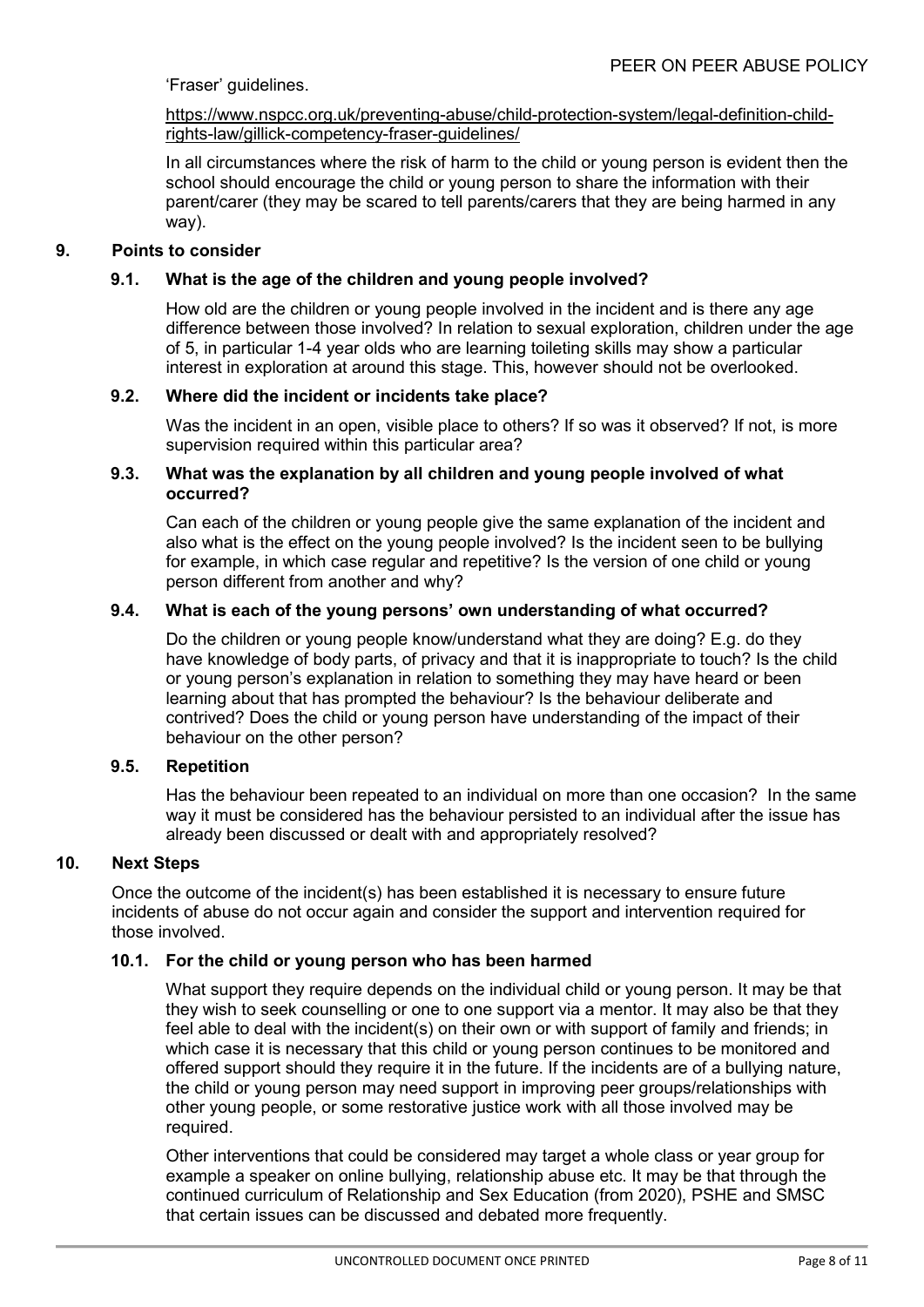'Fraser' guidelines.

https://www.nspcc.org.uk/preventing-abuse/child-protection-system/legal-definition-child-rights-law/gillick-competency-fraser-guidelines/

In all circumstances where the risk of harm to the child or young person is evident then the school should encourage the child or young person to share the information with their parent/carer (they may be scared to tell parents/carers that they are being harmed in any way).

## 9. Points to consider

### 9.1. What is the age of the children and young people involved?

How old are the children or young people involved in the incident and is there any age difference between those involved? In relation to sexual exploration, children under the age of 5, in particular 1-4 year olds who are learning toileting skills may show a particular interest in exploration at around this stage. This, however should not be overlooked.

### 9.2. Where did the incident or incidents take place?

Was the incident in an open, visible place to others? If so was it observed? If not, is more supervision required within this particular area?

### 9.3. What was the explanation by all children and young people involved of what occurred?

Can each of the children or young people give the same explanation of the incident and also what is the effect on the young people involved? Is the incident seen to be bullying for example, in which case regular and repetitive? Is the version of one child or young person different from another and why?

### 9.4. What is each of the young persons' own understanding of what occurred?

Do the children or young people know/understand what they are doing? E.g. do they have knowledge of body parts, of privacy and that it is inappropriate to touch? Is the child or young person's explanation in relation to something they may have heard or been learning about that has prompted the behaviour? Is the behaviour deliberate and contrived? Does the child or young person have understanding of the impact of their behaviour on the other person?

### 9.5. Repetition

Has the behaviour been repeated to an individual on more than one occasion? In the same way it must be considered has the behaviour persisted to an individual after the issue has already been discussed or dealt with and appropriately resolved?

## 10. Next Steps

Once the outcome of the incident(s) has been established it is necessary to ensure future incidents of abuse do not occur again and consider the support and intervention required for those involved.

### 10.1. For the child or young person who has been harmed

What support they require depends on the individual child or young person. It may be that they wish to seek counselling or one to one support via a mentor. It may also be that they feel able to deal with the incident(s) on their own or with support of family and friends; in which case it is necessary that this child or young person continues to be monitored and offered support should they require it in the future. If the incidents are of a bullying nature, the child or young person may need support in improving peer groups/relationships with other young people, or some restorative justice work with all those involved may be required.

Other interventions that could be considered may target a whole class or year group for example a speaker on online bullying, relationship abuse etc. It may be that through the continued curriculum of Relationship and Sex Education (from 2020), PSHE and SMSC that certain issues can be discussed and debated more frequently.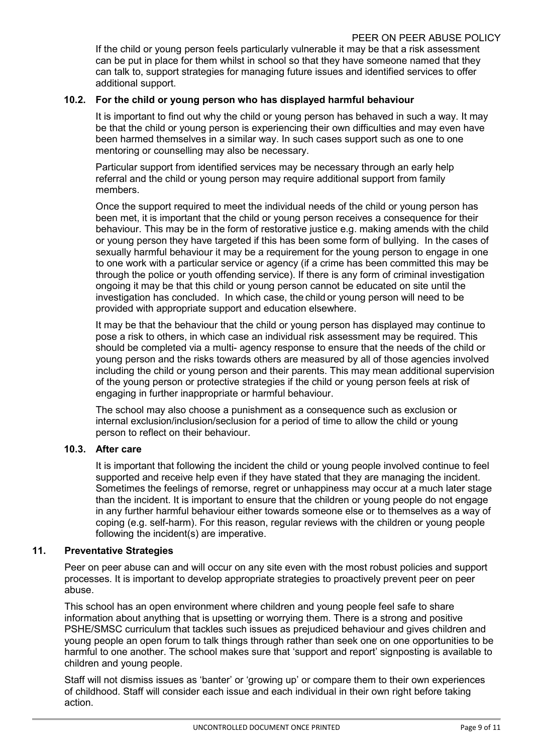If the child or young person feels particularly vulnerable it may be that a risk assessment can be put in place for them whilst in school so that they have someone named that they can talk to, support strategies for managing future issues and identified services to offer additional support.

### 10.2. For the child or young person who has displayed harmful behaviour

It is important to find out why the child or young person has behaved in such a way. It may be that the child or young person is experiencing their own difficulties and may even have been harmed themselves in a similar way. In such cases support such as one to one mentoring or counselling may also be necessary.

Particular support from identified services may be necessary through an early help referral and the child or young person may require additional support from family members.

Once the support required to meet the individual needs of the child or young person has been met, it is important that the child or young person receives a consequence for their behaviour. This may be in the form of restorative justice e.g. making amends with the child or young person they have targeted if this has been some form of bullying. In the cases of sexually harmful behaviour it may be a requirement for the young person to engage in one to one work with a particular service or agency (if a crime has been committed this may be through the police or youth offending service). If there is any form of criminal investigation ongoing it may be that this child or young person cannot be educated on site until the investigation has concluded. In which case, the child or young person will need to be provided with appropriate support and education elsewhere.

It may be that the behaviour that the child or young person has displayed may continue to pose a risk to others, in which case an individual risk assessment may be required. This should be completed via a multi- agency response to ensure that the needs of the child or young person and the risks towards others are measured by all of those agencies involved including the child or young person and their parents. This may mean additional supervision of the young person or protective strategies if the child or young person feels at risk of engaging in further inappropriate or harmful behaviour.

The school may also choose a punishment as a consequence such as exclusion or internal exclusion/inclusion/seclusion for a period of time to allow the child or young person to reflect on their behaviour.

### 10.3. After care

It is important that following the incident the child or young people involved continue to feel supported and receive help even if they have stated that they are managing the incident. Sometimes the feelings of remorse, regret or unhappiness may occur at a much later stage than the incident. It is important to ensure that the children or young people do not engage in any further harmful behaviour either towards someone else or to themselves as a way of coping (e.g. self-harm). For this reason, regular reviews with the children or young people following the incident(s) are imperative.

## 11. Preventative Strategies

Peer on peer abuse can and will occur on any site even with the most robust policies and support processes. It is important to develop appropriate strategies to proactively prevent peer on peer abuse.

This school has an open environment where children and young people feel safe to share information about anything that is upsetting or worrying them. There is a strong and positive PSHE/SMSC curriculum that tackles such issues as prejudiced behaviour and gives children and young people an open forum to talk things through rather than seek one on one opportunities to be harmful to one another. The school makes sure that 'support and report' signposting is available to children and young people.

Staff will not dismiss issues as 'banter' or 'growing up' or compare them to their own experiences of childhood. Staff will consider each issue and each individual in their own right before taking action.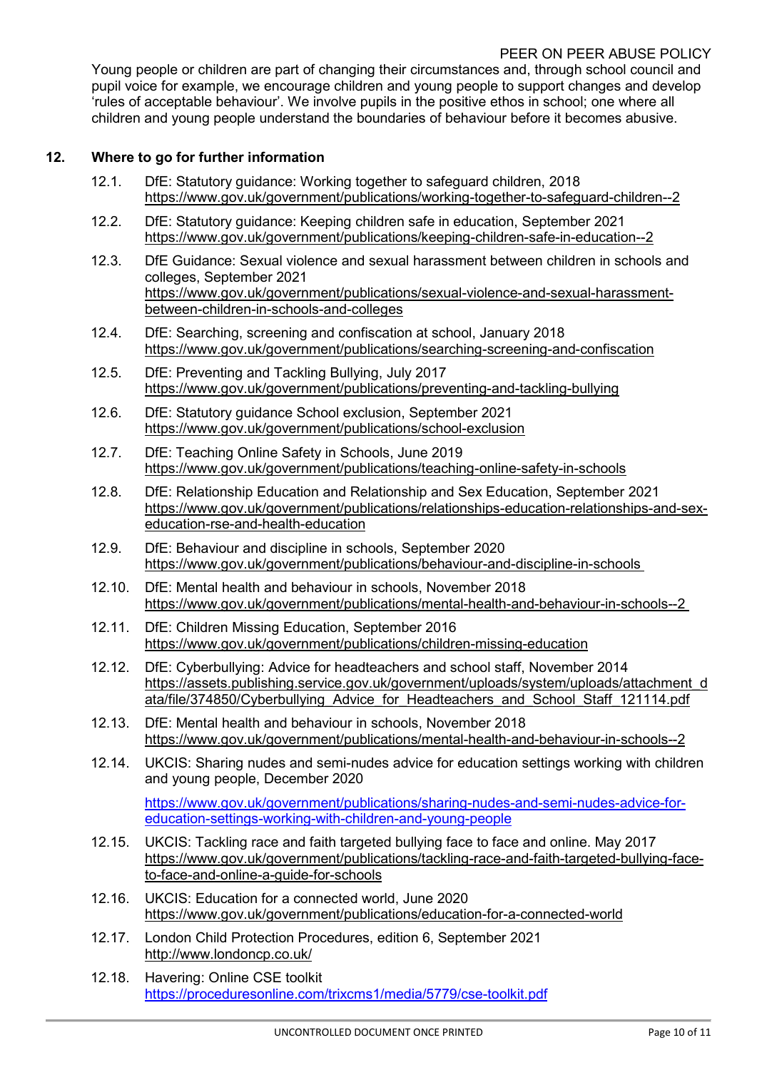Young people or children are part of changing their circumstances and, through school council and pupil voice for example, we encourage children and young people to support changes and develop 'rules of acceptable behaviour'. We involve pupils in the positive ethos in school; one where all children and young people understand the boundaries of behaviour before it becomes abusive.

## 12. Where to go for further information

12.1. DfE: Statutory guidance: Working together to safeguard children, 2018
https://www.gov.uk/government/publications/working-together-to-safeguard-children--2

12.2. DfE: Statutory guidance: Keeping children safe in education, September 2021
https://www.gov.uk/government/publications/keeping-children-safe-in-education--2

12.3. DfE Guidance: Sexual violence and sexual harassment between children in schools and colleges, September 2021
https://www.gov.uk/government/publications/sexual-violence-and-sexual-harassment-between-children-in-schools-and-colleges

12.4. DfE: Searching, screening and confiscation at school, January 2018
https://www.gov.uk/government/publications/searching-screening-and-confiscation

12.5. DfE: Preventing and Tackling Bullying, July 2017
https://www.gov.uk/government/publications/preventing-and-tackling-bullying

12.6. DfE: Statutory guidance School exclusion, September 2021
https://www.gov.uk/government/publications/school-exclusion

12.7. DfE: Teaching Online Safety in Schools, June 2019
https://www.gov.uk/government/publications/teaching-online-safety-in-schools

12.8. DfE: Relationship Education and Relationship and Sex Education, September 2021
https://www.gov.uk/government/publications/relationships-education-relationships-and-sex-education-rse-and-health-education

12.9. DfE: Behaviour and discipline in schools, September 2020
https://www.gov.uk/government/publications/behaviour-and-discipline-in-schools

12.10. DfE: Mental health and behaviour in schools, November 2018
https://www.gov.uk/government/publications/mental-health-and-behaviour-in-schools--2

12.11. DfE: Children Missing Education, September 2016
https://www.gov.uk/government/publications/children-missing-education

12.12. DfE: Cyberbullying: Advice for headteachers and school staff, November 2014
https://assets.publishing.service.gov.uk/government/uploads/system/uploads/attachment_data/file/374850/Cyberbullying_Advice_for_Headteachers_and_School_Staff_121114.pdf

12.13. DfE: Mental health and behaviour in schools, November 2018
https://www.gov.uk/government/publications/mental-health-and-behaviour-in-schools--2

12.14. UKCIS: Sharing nudes and semi-nudes advice for education settings working with children and young people, December 2020

https://www.gov.uk/government/publications/sharing-nudes-and-semi-nudes-advice-for-education-settings-working-with-children-and-young-people

12.15. UKCIS: Tackling race and faith targeted bullying face to face and online. May 2017
https://www.gov.uk/government/publications/tackling-race-and-faith-targeted-bullying-face-to-face-and-online-a-guide-for-schools

12.16. UKCIS: Education for a connected world, June 2020
https://www.gov.uk/government/publications/education-for-a-connected-world

12.17. London Child Protection Procedures, edition 6, September 2021
http://www.londoncp.co.uk/

12.18. Havering: Online CSE toolkit
https://proceduresonline.com/trixcms1/media/5779/cse-toolkit.pdf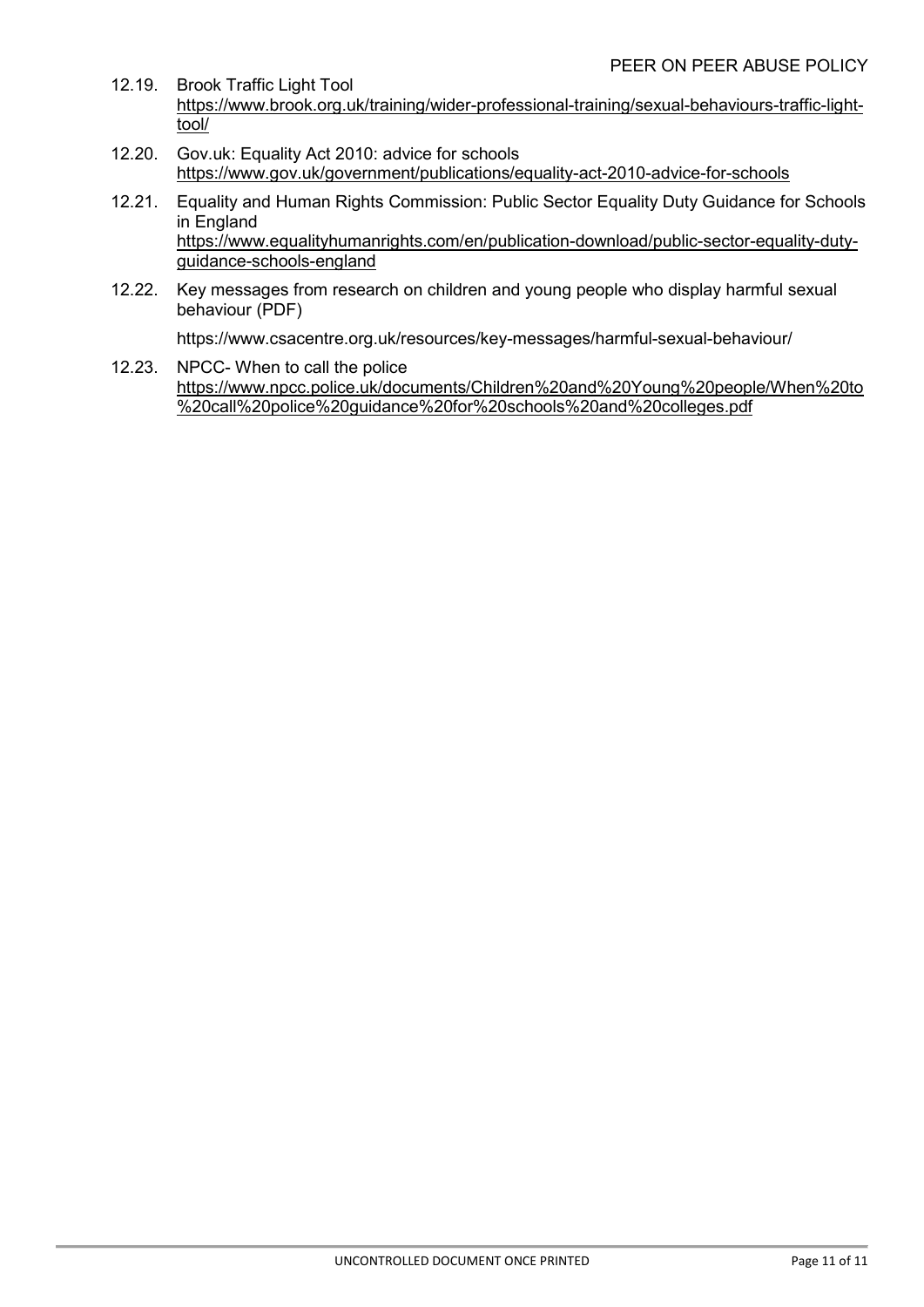12.19. Brook Traffic Light Tool
https://www.brook.org.uk/training/wider-professional-training/sexual-behaviours-traffic-light-tool/

12.20. Gov.uk: Equality Act 2010: advice for schools
https://www.gov.uk/government/publications/equality-act-2010-advice-for-schools

12.21. Equality and Human Rights Commission: Public Sector Equality Duty Guidance for Schools in England
https://www.equalityhumanrights.com/en/publication-download/public-sector-equality-duty-guidance-schools-england

12.22. Key messages from research on children and young people who display harmful sexual behaviour (PDF)

https://www.csacentre.org.uk/resources/key-messages/harmful-sexual-behaviour/

12.23. NPCC- When to call the police
https://www.npcc.police.uk/documents/Children%20and%20Young%20people/When%20to%20call%20police%20guidance%20for%20schools%20and%20colleges.pdf